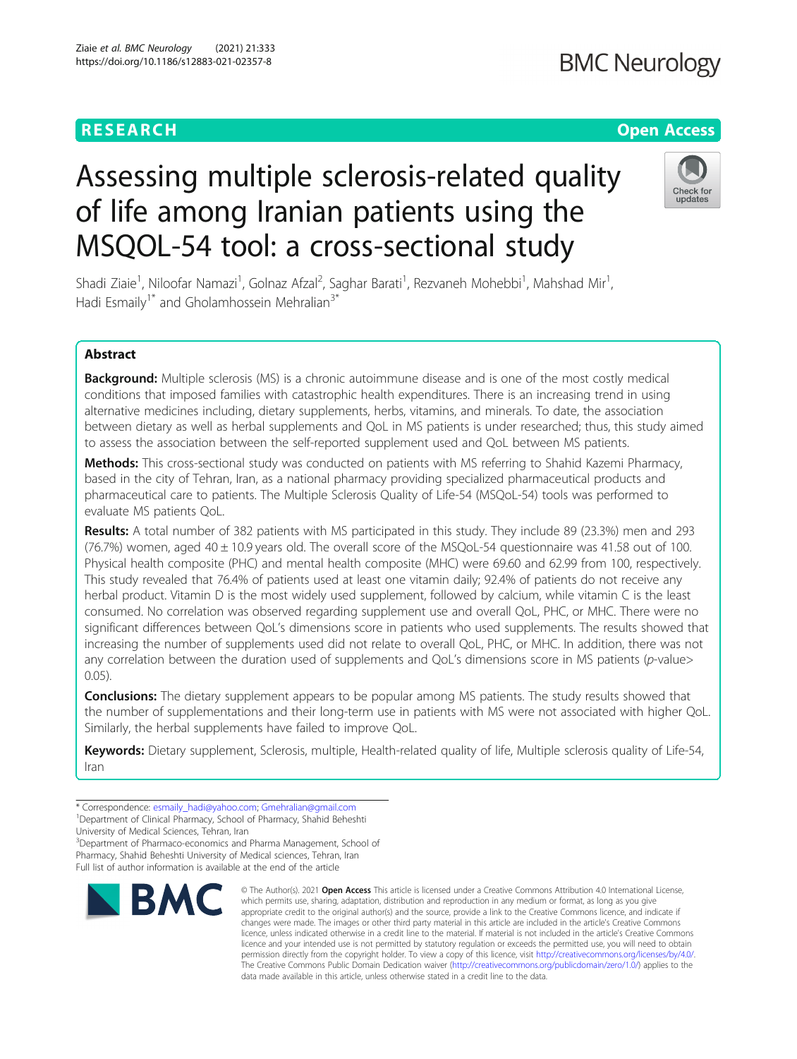RESEARCH

Open Access

# Assessing multiple sclerosis-related quality of life among Iranian patients using the MSQOL-54 tool: a cross-sectional study

Shadi Ziaie[1], Niloofar Namazi[1], Golnaz Afzal[2], Saghar Barati[1], Rezvaneh Mohebbi[1], Mahshad Mir[1], Hadi Esmaily[1*] and Gholamhossein Mehralian[3*]

## Abstract

**Background:** Multiple sclerosis (MS) is a chronic autoimmune disease and is one of the most costly medical conditions that imposed families with catastrophic health expenditures. There is an increasing trend in using alternative medicines including, dietary supplements, herbs, vitamins, and minerals. To date, the association between dietary as well as herbal supplements and QoL in MS patients is under researched; thus, this study aimed to assess the association between the self-reported supplement used and QoL between MS patients.

**Methods:** This cross-sectional study was conducted on patients with MS referring to Shahid Kazemi Pharmacy, based in the city of Tehran, Iran, as a national pharmacy providing specialized pharmaceutical products and pharmaceutical care to patients. The Multiple Sclerosis Quality of Life-54 (MSQoL-54) tools was performed to evaluate MS patients QoL.

**Results:** A total number of 382 patients with MS participated in this study. They include 89 (23.3%) men and 293 (76.7%) women, aged 40 ± 10.9 years old. The overall score of the MSQoL-54 questionnaire was 41.58 out of 100. Physical health composite (PHC) and mental health composite (MHC) were 69.60 and 62.99 from 100, respectively. This study revealed that 76.4% of patients used at least one vitamin daily; 92.4% of patients do not receive any herbal product. Vitamin D is the most widely used supplement, followed by calcium, while vitamin C is the least consumed. No correlation was observed regarding supplement use and overall QoL, PHC, or MHC. There were no significant differences between QoL's dimensions score in patients who used supplements. The results showed that increasing the number of supplements used did not relate to overall QoL, PHC, or MHC. In addition, there was not any correlation between the duration used of supplements and QoL's dimensions score in MS patients ($p$-value> 0.05).

**Conclusions:** The dietary supplement appears to be popular among MS patients. The study results showed that the number of supplementations and their long-term use in patients with MS were not associated with higher QoL. Similarly, the herbal supplements have failed to improve QoL.

**Keywords:** Dietary supplement, Sclerosis, multiple, Health-related quality of life, Multiple sclerosis quality of Life-54, Iran

---

* Correspondence: esmaily_hadi@yahoo.com; Gmehralian@gmail.com
[1]Department of Clinical Pharmacy, School of Pharmacy, Shahid Beheshti University of Medical Sciences, Tehran, Iran
[3]Department of Pharmaco-economics and Pharma Management, School of Pharmacy, Shahid Beheshti University of Medical sciences, Tehran, Iran
Full list of author information is available at the end of the article

© The Author(s). 2021 **Open Access** This article is licensed under a Creative Commons Attribution 4.0 International License, which permits use, sharing, adaptation, distribution and reproduction in any medium or format, as long as you give appropriate credit to the original author(s) and the source, provide a link to the Creative Commons licence, and indicate if changes were made. The images or other third party material in this article are included in the article's Creative Commons licence, unless indicated otherwise in a credit line to the material. If material is not included in the article's Creative Commons licence and your intended use is not permitted by statutory regulation or exceeds the permitted use, you will need to obtain permission directly from the copyright holder. To view a copy of this licence, visit http://creativecommons.org/licenses/by/4.0/. The Creative Commons Public Domain Dedication waiver (http://creativecommons.org/publicdomain/zero/1.0/) applies to the data made available in this article, unless otherwise stated in a credit line to the data.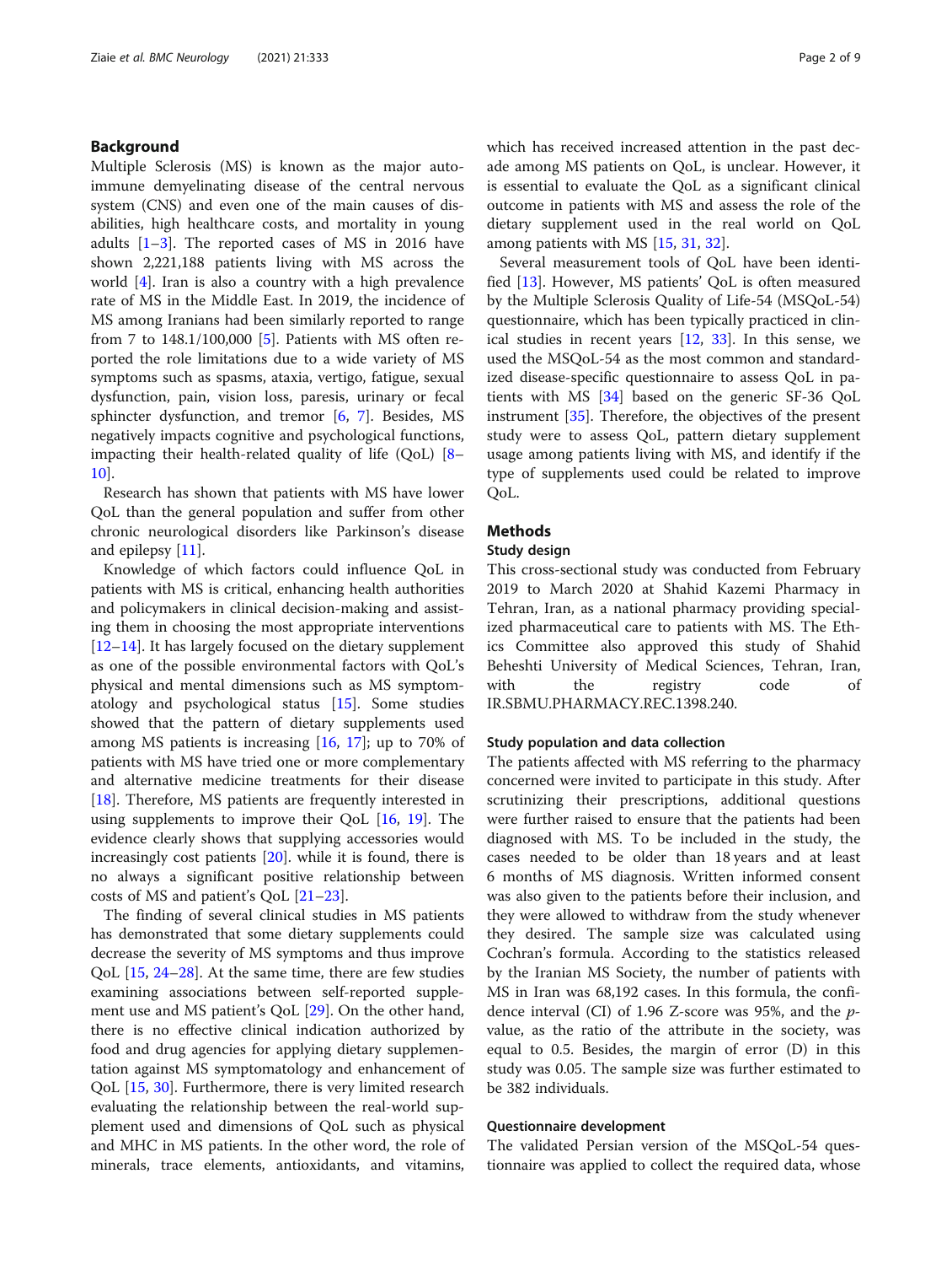## Background

Multiple Sclerosis (MS) is known as the major autoimmune demyelinating disease of the central nervous system (CNS) and even one of the main causes of disabilities, high healthcare costs, and mortality in young adults [1–3]. The reported cases of MS in 2016 have shown 2,221,188 patients living with MS across the world [4]. Iran is also a country with a high prevalence rate of MS in the Middle East. In 2019, the incidence of MS among Iranians had been similarly reported to range from 7 to 148.1/100,000 [5]. Patients with MS often reported the role limitations due to a wide variety of MS symptoms such as spasms, ataxia, vertigo, fatigue, sexual dysfunction, pain, vision loss, paresis, urinary or fecal sphincter dysfunction, and tremor [6, 7]. Besides, MS negatively impacts cognitive and psychological functions, impacting their health-related quality of life (QoL) [8–10].

Research has shown that patients with MS have lower QoL than the general population and suffer from other chronic neurological disorders like Parkinson's disease and epilepsy [11].

Knowledge of which factors could influence QoL in patients with MS is critical, enhancing health authorities and policymakers in clinical decision-making and assisting them in choosing the most appropriate interventions [12–14]. It has largely focused on the dietary supplement as one of the possible environmental factors with QoL's physical and mental dimensions such as MS symptomatology and psychological status [15]. Some studies showed that the pattern of dietary supplements used among MS patients is increasing [16, 17]; up to 70% of patients with MS have tried one or more complementary and alternative medicine treatments for their disease [18]. Therefore, MS patients are frequently interested in using supplements to improve their QoL [16, 19]. The evidence clearly shows that supplying accessories would increasingly cost patients [20]. while it is found, there is no always a significant positive relationship between costs of MS and patient's QoL [21–23].

The finding of several clinical studies in MS patients has demonstrated that some dietary supplements could decrease the severity of MS symptoms and thus improve QoL [15, 24–28]. At the same time, there are few studies examining associations between self-reported supplement use and MS patient's QoL [29]. On the other hand, there is no effective clinical indication authorized by food and drug agencies for applying dietary supplementation against MS symptomatology and enhancement of QoL [15, 30]. Furthermore, there is very limited research evaluating the relationship between the real-world supplement used and dimensions of QoL such as physical and MHC in MS patients. In the other word, the role of minerals, trace elements, antioxidants, and vitamins, which has received increased attention in the past decade among MS patients on QoL, is unclear. However, it is essential to evaluate the QoL as a significant clinical outcome in patients with MS and assess the role of the dietary supplement used in the real world on QoL among patients with MS [15, 31, 32].

Several measurement tools of QoL have been identified [13]. However, MS patients' QoL is often measured by the Multiple Sclerosis Quality of Life-54 (MSQoL-54) questionnaire, which has been typically practiced in clinical studies in recent years [12, 33]. In this sense, we used the MSQoL-54 as the most common and standardized disease-specific questionnaire to assess QoL in patients with MS [34] based on the generic SF-36 QoL instrument [35]. Therefore, the objectives of the present study were to assess QoL, pattern dietary supplement usage among patients living with MS, and identify if the type of supplements used could be related to improve QoL.

## Methods

### Study design

This cross-sectional study was conducted from February 2019 to March 2020 at Shahid Kazemi Pharmacy in Tehran, Iran, as a national pharmacy providing specialized pharmaceutical care to patients with MS. The Ethics Committee also approved this study of Shahid Beheshti University of Medical Sciences, Tehran, Iran, with the registry code of IR.SBMU.PHARMACY.REC.1398.240.

### Study population and data collection

The patients affected with MS referring to the pharmacy concerned were invited to participate in this study. After scrutinizing their prescriptions, additional questions were further raised to ensure that the patients had been diagnosed with MS. To be included in the study, the cases needed to be older than 18 years and at least 6 months of MS diagnosis. Written informed consent was also given to the patients before their inclusion, and they were allowed to withdraw from the study whenever they desired. The sample size was calculated using Cochran's formula. According to the statistics released by the Iranian MS Society, the number of patients with MS in Iran was 68,192 cases. In this formula, the confidence interval (CI) of 1.96 Z-score was 95%, and the $p$-value, as the ratio of the attribute in the society, was equal to 0.5. Besides, the margin of error (D) in this study was 0.05. The sample size was further estimated to be 382 individuals.

### Questionnaire development

The validated Persian version of the MSQoL-54 questionnaire was applied to collect the required data, whose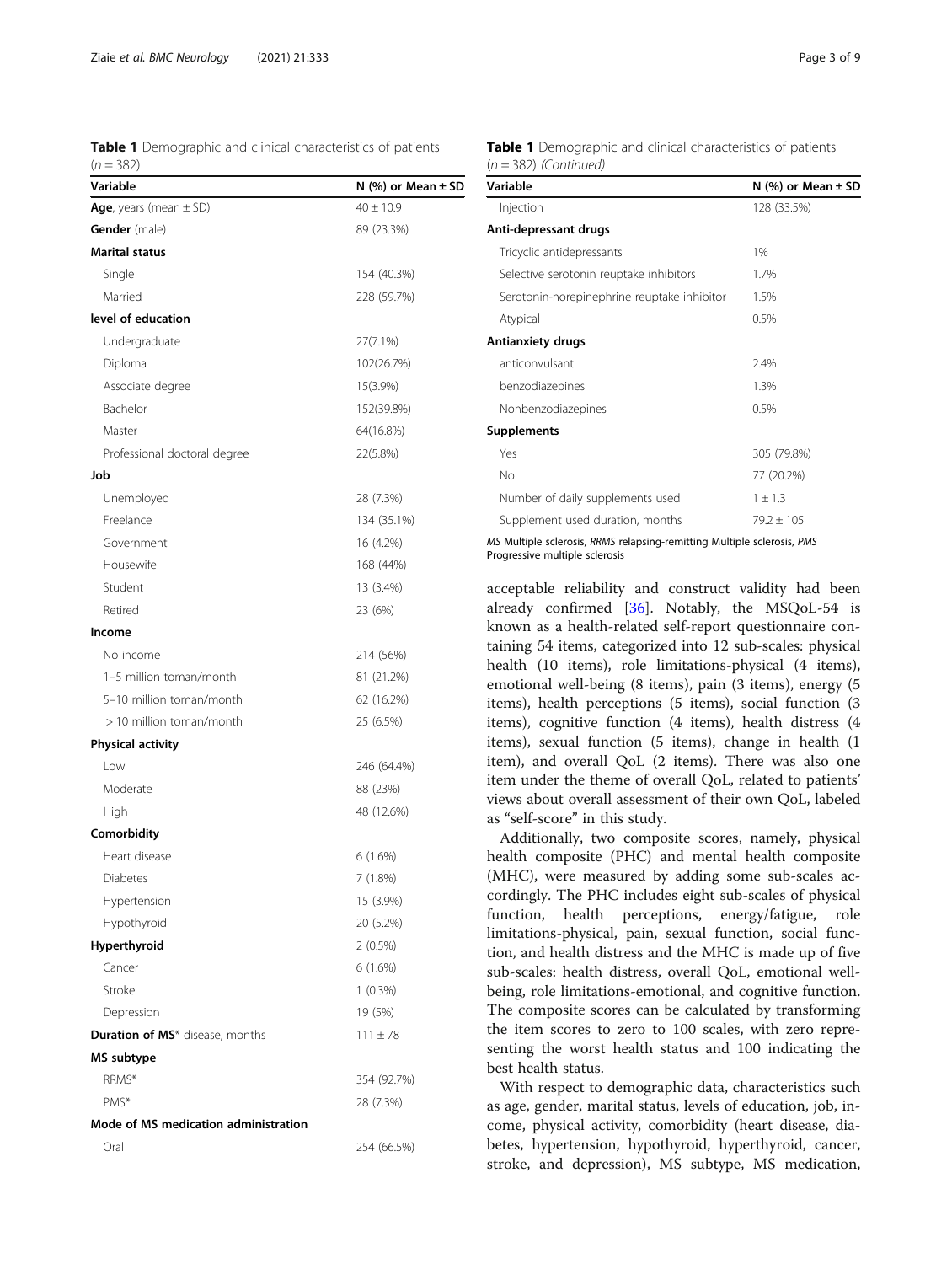**Table 1** Demographic and clinical characteristics of patients (*n* = 382)

| Variable | N (%) or Mean ± SD |
|---|---|
| **Age**, years (mean ± SD) | 40 ± 10.9 |
| **Gender** (male) | 89 (23.3%) |
| **Marital status** | |
| Single | 154 (40.3%) |
| Married | 228 (59.7%) |
| **level of education** | |
| Undergraduate | 27(7.1%) |
| Diploma | 102(26.7%) |
| Associate degree | 15(3.9%) |
| Bachelor | 152(39.8%) |
| Master | 64(16.8%) |
| Professional doctoral degree | 22(5.8%) |
| **Job** | |
| Unemployed | 28 (7.3%) |
| Freelance | 134 (35.1%) |
| Government | 16 (4.2%) |
| Housewife | 168 (44%) |
| Student | 13 (3.4%) |
| Retired | 23 (6%) |
| **Income** | |
| No income | 214 (56%) |
| 1–5 million toman/month | 81 (21.2%) |
| 5–10 million toman/month | 62 (16.2%) |
| > 10 million toman/month | 25 (6.5%) |
| **Physical activity** | |
| Low | 246 (64.4%) |
| Moderate | 88 (23%) |
| High | 48 (12.6%) |
| **Comorbidity** | |
| Heart disease | 6 (1.6%) |
| Diabetes | 7 (1.8%) |
| Hypertension | 15 (3.9%) |
| Hypothyroid | 20 (5.2%) |
| **Hyperthyroid** | 2 (0.5%) |
| Cancer | 6 (1.6%) |
| Stroke | 1 (0.3%) |
| Depression | 19 (5%) |
| **Duration of MS*** disease, months | 111 ± 78 |
| **MS subtype** | |
| RRMS* | 354 (92.7%) |
| PMS* | 28 (7.3%) |
| **Mode of MS medication administration** | |
| Oral | 254 (66.5%) |
| Injection | 128 (33.5%) |
| **Anti-depressant drugs** | |
| Tricyclic antidepressants | 1% |
| Selective serotonin reuptake inhibitors | 1.7% |
| Serotonin-norepinephrine reuptake inhibitor | 1.5% |
| Atypical | 0.5% |
| **Antianxiety drugs** | |
| anticonvulsant | 2.4% |
| benzodiazepines | 1.3% |
| Nonbenzodiazepines | 0.5% |
| **Supplements** | |
| Yes | 305 (79.8%) |
| No | 77 (20.2%) |
| Number of daily supplements used | 1 ± 1.3 |
| Supplement used duration, months | 79.2 ± 105 |

*MS* Multiple sclerosis, *RRMS* relapsing-remitting Multiple sclerosis, *PMS* Progressive multiple sclerosis

acceptable reliability and construct validity had been already confirmed [36]. Notably, the MSQoL-54 is known as a health-related self-report questionnaire containing 54 items, categorized into 12 sub-scales: physical health (10 items), role limitations-physical (4 items), emotional well-being (8 items), pain (3 items), energy (5 items), health perceptions (5 items), social function (3 items), cognitive function (4 items), health distress (4 items), sexual function (5 items), change in health (1 item), and overall QoL (2 items). There was also one item under the theme of overall QoL, related to patients' views about overall assessment of their own QoL, labeled as "self-score" in this study.

Additionally, two composite scores, namely, physical health composite (PHC) and mental health composite (MHC), were measured by adding some sub-scales accordingly. The PHC includes eight sub-scales of physical function, health perceptions, energy/fatigue, role limitations-physical, pain, sexual function, social function, and health distress and the MHC is made up of five sub-scales: health distress, overall QoL, emotional well-being, role limitations-emotional, and cognitive function. The composite scores can be calculated by transforming the item scores to zero to 100 scales, with zero representing the worst health status and 100 indicating the best health status.

With respect to demographic data, characteristics such as age, gender, marital status, levels of education, job, income, physical activity, comorbidity (heart disease, diabetes, hypertension, hypothyroid, hyperthyroid, cancer, stroke, and depression), MS subtype, MS medication,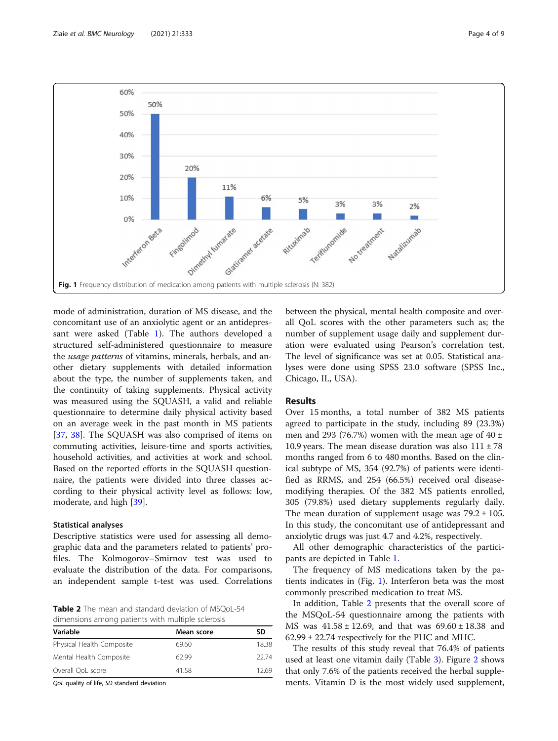Fig. 1 Frequency distribution of medication among patients with multiple sclerosis (N: 382)

mode of administration, duration of MS disease, and the concomitant use of an anxiolytic agent or an antidepressant were asked (Table 1). The authors developed a structured self-administered questionnaire to measure the *usage patterns* of vitamins, minerals, herbals, and another dietary supplements with detailed information about the type, the number of supplements taken, and the continuity of taking supplements. Physical activity was measured using the SQUASH, a valid and reliable questionnaire to determine daily physical activity based on an average week in the past month in MS patients [37, 38]. The SQUASH was also comprised of items on commuting activities, leisure-time and sports activities, household activities, and activities at work and school. Based on the reported efforts in the SQUASH questionnaire, the patients were divided into three classes according to their physical activity level as follows: low, moderate, and high [39].

### Statistical analyses

Descriptive statistics were used for assessing all demographic data and the parameters related to patients' profiles. The Kolmogorov–Smirnov test was used to evaluate the distribution of the data. For comparisons, an independent sample t-test was used. Correlations between the physical, mental health composite and overall QoL scores with the other parameters such as; the number of supplement usage daily and supplement duration were evaluated using Pearson's correlation test. The level of significance was set at 0.05. Statistical analyses were done using SPSS 23.0 software (SPSS Inc., Chicago, IL, USA).

**Table 2** The mean and standard deviation of MSQoL-54 dimensions among patients with multiple sclerosis

| Variable | Mean score | SD |
|---|---|---|
| Physical Health Composite | 69.60 | 18.38 |
| Mental Health Composite | 62.99 | 22.74 |
| Overall QoL score | 41.58 | 12.69 |

*QoL* quality of life, *SD* standard deviation

## Results

Over 15 months, a total number of 382 MS patients agreed to participate in the study, including 89 (23.3%) men and 293 (76.7%) women with the mean age of 40 ± 10.9 years. The mean disease duration was also 111 ± 78 months ranged from 6 to 480 months. Based on the clinical subtype of MS, 354 (92.7%) of patients were identified as RRMS, and 254 (66.5%) received oral disease-modifying therapies. Of the 382 MS patients enrolled, 305 (79.8%) used dietary supplements regularly daily. The mean duration of supplement usage was 79.2 ± 105. In this study, the concomitant use of antidepressant and anxiolytic drugs was just 4.7 and 4.2%, respectively.

All other demographic characteristics of the participants are depicted in Table 1.

The frequency of MS medications taken by the patients indicates in (Fig. 1). Interferon beta was the most commonly prescribed medication to treat MS.

In addition, Table 2 presents that the overall score of the MSQoL-54 questionnaire among the patients with MS was 41.58 ± 12.69, and that was 69.60 ± 18.38 and 62.99 ± 22.74 respectively for the PHC and MHC.

The results of this study reveal that 76.4% of patients used at least one vitamin daily (Table 3). Figure 2 shows that only 7.6% of the patients received the herbal supplements. Vitamin D is the most widely used supplement,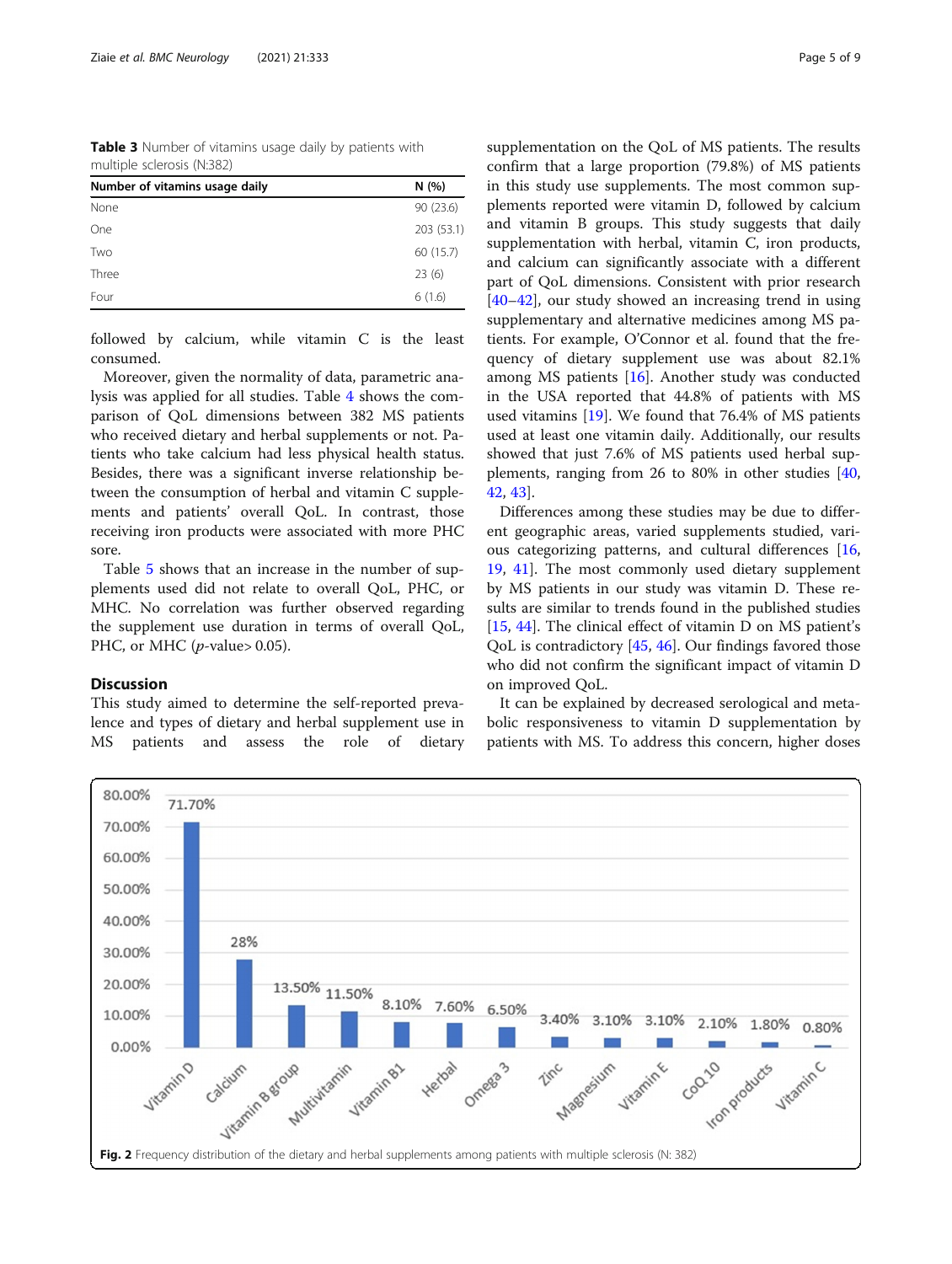**Table 3** Number of vitamins usage daily by patients with multiple sclerosis (N:382)

| Number of vitamins usage daily | N (%) |
|---|---|
| None | 90 (23.6) |
| One | 203 (53.1) |
| Two | 60 (15.7) |
| Three | 23 (6) |
| Four | 6 (1.6) |

followed by calcium, while vitamin C is the least consumed.

Moreover, given the normality of data, parametric analysis was applied for all studies. Table 4 shows the comparison of QoL dimensions between 382 MS patients who received dietary and herbal supplements or not. Patients who take calcium had less physical health status. Besides, there was a significant inverse relationship between the consumption of herbal and vitamin C supplements and patients' overall QoL. In contrast, those receiving iron products were associated with more PHC sore.

Table 5 shows that an increase in the number of supplements used did not relate to overall QoL, PHC, or MHC. No correlation was further observed regarding the supplement use duration in terms of overall QoL, PHC, or MHC ($p$-value> 0.05).

## Discussion

This study aimed to determine the self-reported prevalence and types of dietary and herbal supplement use in MS patients and assess the role of dietary supplementation on the QoL of MS patients. The results confirm that a large proportion (79.8%) of MS patients in this study use supplements. The most common supplements reported were vitamin D, followed by calcium and vitamin B groups. This study suggests that daily supplementation with herbal, vitamin C, iron products, and calcium can significantly associate with a different part of QoL dimensions. Consistent with prior research [40–42], our study showed an increasing trend in using supplementary and alternative medicines among MS patients. For example, O'Connor et al. found that the frequency of dietary supplement use was about 82.1% among MS patients [16]. Another study was conducted in the USA reported that 44.8% of patients with MS used vitamins [19]. We found that 76.4% of MS patients used at least one vitamin daily. Additionally, our results showed that just 7.6% of MS patients used herbal supplements, ranging from 26 to 80% in other studies [40, 42, 43].

Differences among these studies may be due to different geographic areas, varied supplements studied, various categorizing patterns, and cultural differences [16, 19, 41]. The most commonly used dietary supplement by MS patients in our study was vitamin D. These results are similar to trends found in the published studies [15, 44]. The clinical effect of vitamin D on MS patient's QoL is contradictory [45, 46]. Our findings favored those who did not confirm the significant impact of vitamin D on improved QoL.

It can be explained by decreased serological and metabolic responsiveness to vitamin D supplementation by patients with MS. To address this concern, higher doses

**Fig. 2** Frequency distribution of the dietary and herbal supplements among patients with multiple sclerosis (N: 382)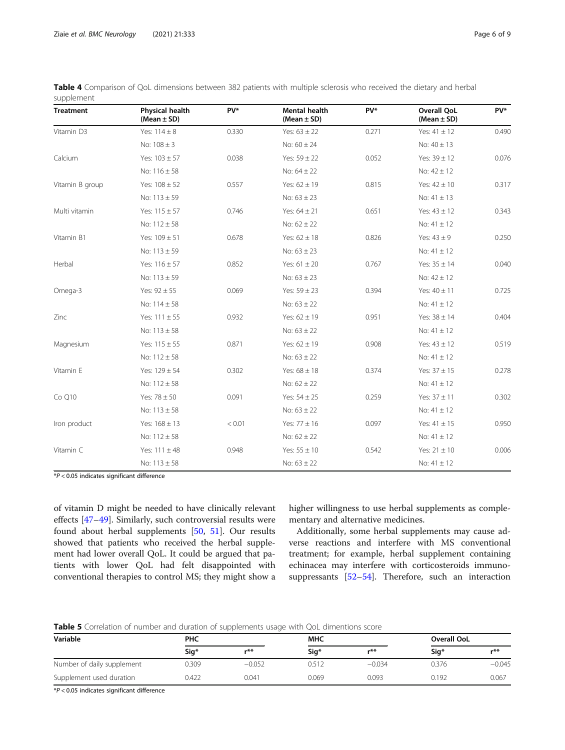**Table 4** Comparison of QoL dimensions between 382 patients with multiple sclerosis who received the dietary and herbal supplement

| Treatment | Physical health (Mean ± SD) | PV* | Mental health (Mean ± SD) | PV* | Overall QoL (Mean ± SD) | PV* |
|---|---|---|---|---|---|---|
| Vitamin D3 | Yes: 114 ± 8 | 0.330 | Yes: 63 ± 22 | 0.271 | Yes: 41 ± 12 | 0.490 |
| | No: 108 ± 3 | | No: 60 ± 24 | | No: 40 ± 13 | |
| Calcium | Yes: 103 ± 57 | 0.038 | Yes: 59 ± 22 | 0.052 | Yes: 39 ± 12 | 0.076 |
| | No: 116 ± 58 | | No: 64 ± 22 | | No: 42 ± 12 | |
| Vitamin B group | Yes: 108 ± 52 | 0.557 | Yes: 62 ± 19 | 0.815 | Yes: 42 ± 10 | 0.317 |
| | No: 113 ± 59 | | No: 63 ± 23 | | No: 41 ± 13 | |
| Multi vitamin | Yes: 115 ± 57 | 0.746 | Yes: 64 ± 21 | 0.651 | Yes: 43 ± 12 | 0.343 |
| | No: 112 ± 58 | | No: 62 ± 22 | | No: 41 ± 12 | |
| Vitamin B1 | Yes: 109 ± 51 | 0.678 | Yes: 62 ± 18 | 0.826 | Yes: 43 ± 9 | 0.250 |
| | No: 113 ± 59 | | No: 63 ± 23 | | No: 41 ± 12 | |
| Herbal | Yes: 116 ± 57 | 0.852 | Yes: 61 ± 20 | 0.767 | Yes: 35 ± 14 | 0.040 |
| | No: 113 ± 59 | | No: 63 ± 23 | | No: 42 ± 12 | |
| Omega-3 | Yes: 92 ± 55 | 0.069 | Yes: 59 ± 23 | 0.394 | Yes: 40 ± 11 | 0.725 |
| | No: 114 ± 58 | | No: 63 ± 22 | | No: 41 ± 12 | |
| Zinc | Yes: 111 ± 55 | 0.932 | Yes: 62 ± 19 | 0.951 | Yes: 38 ± 14 | 0.404 |
| | No: 113 ± 58 | | No: 63 ± 22 | | No: 41 ± 12 | |
| Magnesium | Yes: 115 ± 55 | 0.871 | Yes: 62 ± 19 | 0.908 | Yes: 43 ± 12 | 0.519 |
| | No: 112 ± 58 | | No: 63 ± 22 | | No: 41 ± 12 | |
| Vitamin E | Yes: 129 ± 54 | 0.302 | Yes: 68 ± 18 | 0.374 | Yes: 37 ± 15 | 0.278 |
| | No: 112 ± 58 | | No: 62 ± 22 | | No: 41 ± 12 | |
| Co Q10 | Yes: 78 ± 50 | 0.091 | Yes: 54 ± 25 | 0.259 | Yes: 37 ± 11 | 0.302 |
| | No: 113 ± 58 | | No: 63 ± 22 | | No: 41 ± 12 | |
| Iron product | Yes: 168 ± 13 | < 0.01 | Yes: 77 ± 16 | 0.097 | Yes: 41 ± 15 | 0.950 |
| | No: 112 ± 58 | | No: 62 ± 22 | | No: 41 ± 12 | |
| Vitamin C | Yes: 111 ± 48 | 0.948 | Yes: 55 ± 10 | 0.542 | Yes: 21 ± 10 | 0.006 |
| | No: 113 ± 58 | | No: 63 ± 22 | | No: 41 ± 12 | |

*$P < 0.05$ indicates significant difference

of vitamin D might be needed to have clinically relevant effects [47–49]. Similarly, such controversial results were found about herbal supplements [50, 51]. Our results showed that patients who received the herbal supplement had lower overall QoL. It could be argued that patients with lower QoL had felt disappointed with conventional therapies to control MS; they might show a higher willingness to use herbal supplements as complementary and alternative medicines.

Additionally, some herbal supplements may cause adverse reactions and interfere with MS conventional treatment; for example, herbal supplement containing echinacea may interfere with corticosteroids immunosuppressants [52–54]. Therefore, such an interaction

**Table 5** Correlation of number and duration of supplements usage with QoL dimentions score

| Variable | PHC | | MHC | | Overall OoL | |
|---|---|---|---|---|---|---|
| | Sig* | r** | Sig* | r** | Sig* | r** |
| Number of daily supplement | 0.309 | −0.052 | 0.512 | −0.034 | 0.376 | −0.045 |
| Supplement used duration | 0.422 | 0.041 | 0.069 | 0.093 | 0.192 | 0.067 |

*$P < 0.05$ indicates significant difference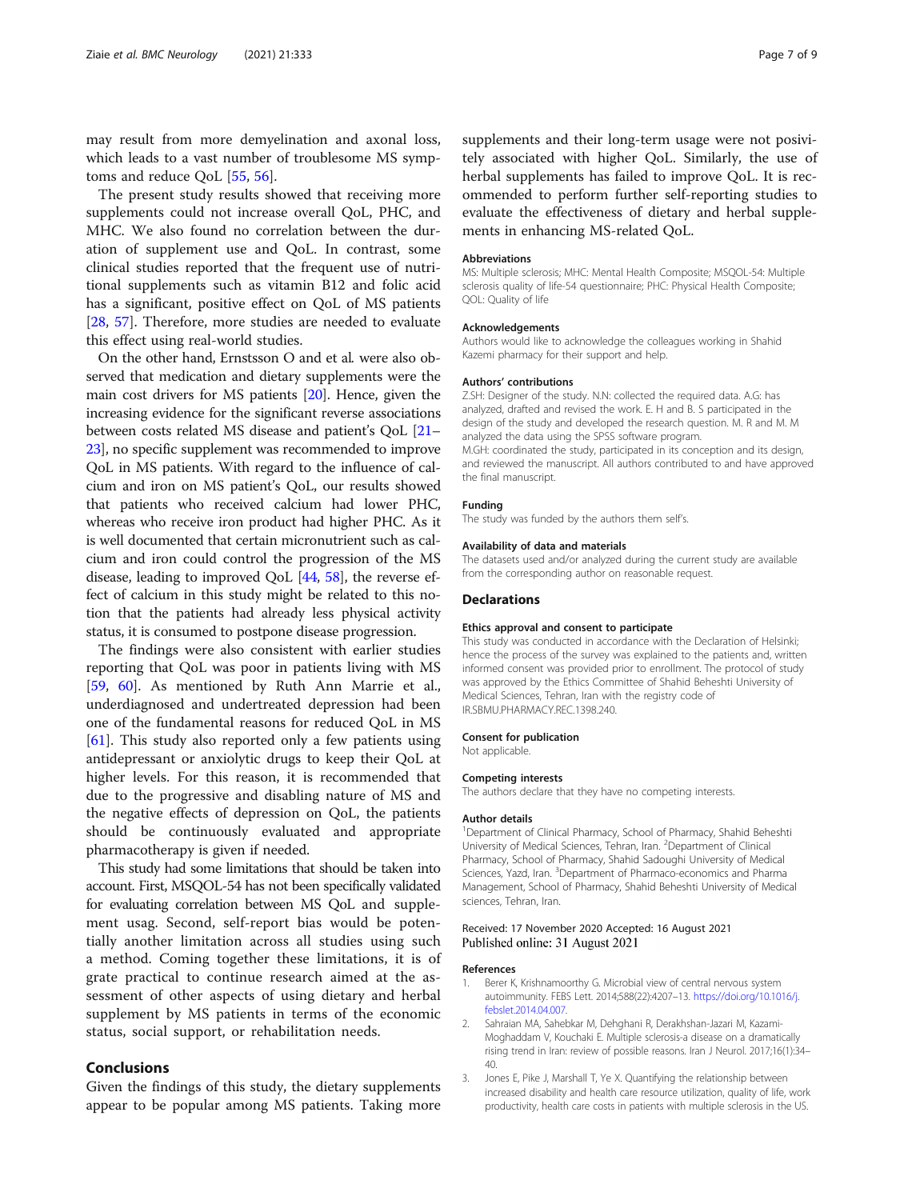may result from more demyelination and axonal loss, which leads to a vast number of troublesome MS symptoms and reduce QoL [55, 56].

The present study results showed that receiving more supplements could not increase overall QoL, PHC, and MHC. We also found no correlation between the duration of supplement use and QoL. In contrast, some clinical studies reported that the frequent use of nutritional supplements such as vitamin B12 and folic acid has a significant, positive effect on QoL of MS patients [28, 57]. Therefore, more studies are needed to evaluate this effect using real-world studies.

On the other hand, Ernstsson O and et al. were also observed that medication and dietary supplements were the main cost drivers for MS patients [20]. Hence, given the increasing evidence for the significant reverse associations between costs related MS disease and patient's QoL [21–23], no specific supplement was recommended to improve QoL in MS patients. With regard to the influence of calcium and iron on MS patient's QoL, our results showed that patients who received calcium had lower PHC, whereas who receive iron product had higher PHC. As it is well documented that certain micronutrient such as calcium and iron could control the progression of the MS disease, leading to improved QoL [44, 58], the reverse effect of calcium in this study might be related to this notion that the patients had already less physical activity status, it is consumed to postpone disease progression.

The findings were also consistent with earlier studies reporting that QoL was poor in patients living with MS [59, 60]. As mentioned by Ruth Ann Marrie et al., underdiagnosed and undertreated depression had been one of the fundamental reasons for reduced QoL in MS [61]. This study also reported only a few patients using antidepressant or anxiolytic drugs to keep their QoL at higher levels. For this reason, it is recommended that due to the progressive and disabling nature of MS and the negative effects of depression on QoL, the patients should be continuously evaluated and appropriate pharmacotherapy is given if needed.

This study had some limitations that should be taken into account. First, MSQOL-54 has not been specifically validated for evaluating correlation between MS QoL and supplement usag. Second, self-report bias would be potentially another limitation across all studies using such a method. Coming together these limitations, it is of grate practical to continue research aimed at the assessment of other aspects of using dietary and herbal supplement by MS patients in terms of the economic status, social support, or rehabilitation needs.

## Conclusions

Given the findings of this study, the dietary supplements appear to be popular among MS patients. Taking more supplements and their long-term usage were not posivitely associated with higher QoL. Similarly, the use of herbal supplements has failed to improve QoL. It is recommended to perform further self-reporting studies to evaluate the effectiveness of dietary and herbal supplements in enhancing MS-related QoL.

### Abbreviations

MS: Multiple sclerosis; MHC: Mental Health Composite; MSQOL-54: Multiple sclerosis quality of life-54 questionnaire; PHC: Physical Health Composite; QOL: Quality of life

### Acknowledgements

Authors would like to acknowledge the colleagues working in Shahid Kazemi pharmacy for their support and help.

### Authors' contributions

Z.SH: Designer of the study. N.N: collected the required data. A.G: has analyzed, drafted and revised the work. E. H and B. S participated in the design of the study and developed the research question. M. R and M. M analyzed the data using the SPSS software program.
M.GH: coordinated the study, participated in its conception and its design, and reviewed the manuscript. All authors contributed to and have approved the final manuscript.

### Funding

The study was funded by the authors them self's.

### Availability of data and materials

The datasets used and/or analyzed during the current study are available from the corresponding author on reasonable request.

## Declarations

### Ethics approval and consent to participate

This study was conducted in accordance with the Declaration of Helsinki; hence the process of the survey was explained to the patients and, written informed consent was provided prior to enrollment. The protocol of study was approved by the Ethics Committee of Shahid Beheshti University of Medical Sciences, Tehran, Iran with the registry code of IR.SBMU.PHARMACY.REC.1398.240.

### Consent for publication

Not applicable.

### Competing interests

The authors declare that they have no competing interests.

### Author details

[1]Department of Clinical Pharmacy, School of Pharmacy, Shahid Beheshti University of Medical Sciences, Tehran, Iran. [2]Department of Clinical Pharmacy, School of Pharmacy, Shahid Sadoughi University of Medical Sciences, Yazd, Iran. [3]Department of Pharmaco-economics and Pharma Management, School of Pharmacy, Shahid Beheshti University of Medical sciences, Tehran, Iran.

Received: 17 November 2020 Accepted: 16 August 2021
Published online: 31 August 2021

### References

1. Berer K, Krishnamoorthy G. Microbial view of central nervous system autoimmunity. FEBS Lett. 2014;588(22):4207–13. https://doi.org/10.1016/j.febslet.2014.04.007.
2. Sahraian MA, Sahebkar M, Dehghani R, Derakhshan-Jazari M, Kazami-Moghaddam V, Kouchaki E. Multiple sclerosis-a disease on a dramatically rising trend in Iran: review of possible reasons. Iran J Neurol. 2017;16(1):34–40.
3. Jones E, Pike J, Marshall T, Ye X. Quantifying the relationship between increased disability and health care resource utilization, quality of life, work productivity, health care costs in patients with multiple sclerosis in the US.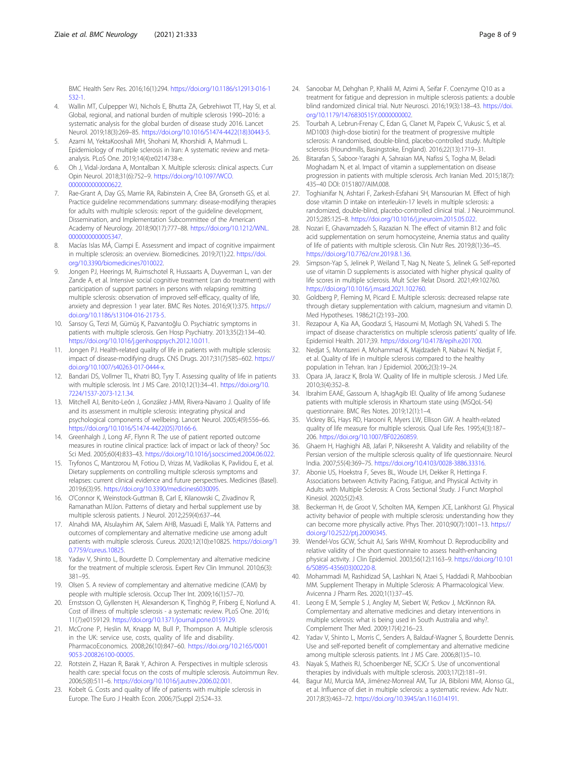BMC Health Serv Res. 2016;16(1):294. https://doi.org/10.1186/s12913-016-1532-1.

4. Wallin MT, Culpepper WJ, Nichols E, Bhutta ZA, Gebrehiwot TT, Hay SI, et al. Global, regional, and national burden of multiple sclerosis 1990–2016: a systematic analysis for the global burden of disease study 2016. Lancet Neurol. 2019;18(3):269–85. https://doi.org/10.1016/S1474-4422(18)30443-5.
5. Azami M, YektaKooshali MH, Shohani M, Khorshidi A, Mahmudi L. Epidemiology of multiple sclerosis in Iran: A systematic review and meta-analysis. PLoS One. 2019;14(4):e0214738-e.
6. Oh J, Vidal-Jordana A, Montalban X. Multiple sclerosis: clinical aspects. Curr Opin Neurol. 2018;31(6):752–9. https://doi.org/10.1097/WCO.0000000000000622.
7. Rae-Grant A, Day GS, Marrie RA, Rabinstein A, Cree BA, Gronseth GS, et al. Practice guideline recommendations summary: disease-modifying therapies for adults with multiple sclerosis: report of the guideline development, Dissemination, and Implementation Subcommittee of the American Academy of Neurology. 2018;90(17):777–88. https://doi.org/10.1212/WNL.0000000000005347.
8. Macías Islas MÁ, Ciampi E. Assessment and impact of cognitive impairment in multiple sclerosis: an overview. Biomedicines. 2019;7(1):22. https://doi.org/10.3390/biomedicines7010022.
9. Jongen PJ, Heerings M, Ruimschotel R, Hussaarts A, Duyverman L, van der Zande A, et al. Intensive social cognitive treatment (can do treatment) with participation of support partners in persons with relapsing remitting multiple sclerosis: observation of improved self-efficacy, quality of life, anxiety and depression 1 year later. BMC Res Notes. 2016;9(1):375. https://doi.org/10.1186/s13104-016-2173-5.
10. Sarısoy G, Terzi M, Gümüş K, Pazvantoğlu O. Psychiatric symptoms in patients with multiple sclerosis. Gen Hosp Psychiatry. 2013;35(2):134–40. https://doi.org/10.1016/j.genhosppsych.2012.10.011.
11. Jongen PJ. Health-related quality of life in patients with multiple sclerosis: impact of disease-modifying drugs. CNS Drugs. 2017;31(7):585–602. https://doi.org/10.1007/s40263-017-0444-x.
12. Bandari DS, Vollmer TL, Khatri BO, Tyry T. Assessing quality of life in patients with multiple sclerosis. Int J MS Care. 2010;12(1):34–41. https://doi.org/10.7224/1537-2073-12.1.34.
13. Mitchell AJ, Benito-León J, González J-MM, Rivera-Navarro J. Quality of life and its assessment in multiple sclerosis: integrating physical and psychological components of wellbeing. Lancet Neurol. 2005;4(9):556–66. https://doi.org/10.1016/S1474-4422(05)70166-6.
14. Greenhalgh J, Long AF, Flynn R. The use of patient reported outcome measures in routine clinical practice: lack of impact or lack of theory? Soc Sci Med. 2005;60(4):833–43. https://doi.org/10.1016/j.socscimed.2004.06.022.
15. Tryfonos C, Mantzorou M, Fotiou D, Vrizas M, Vadikolias K, Pavlidou E, et al. Dietary supplements on controlling multiple sclerosis symptoms and relapses: current clinical evidence and future perspectives. Medicines (Basel). 2019;6(3):95. https://doi.org/10.3390/medicines6030095.
16. O'Connor K, Weinstock-Guttman B, Carl E, Kilanowski C, Zivadinov R, Ramanathan MJJon. Patterns of dietary and herbal supplement use by multiple sclerosis patients. J Neurol. 2012;259(4):637–44.
17. Alnahdi MA, Alsulayhim AK, Salem AHB, Masuadi E, Malik YA. Patterns and outcomes of complementary and alternative medicine use among adult patients with multiple sclerosis. Cureus. 2020;12(10):e10825. https://doi.org/10.7759/cureus.10825.
18. Yadav V, Shinto L, Bourdette D. Complementary and alternative medicine for the treatment of multiple sclerosis. Expert Rev Clin Immunol. 2010;6(3):381–95.
19. Olsen S. A review of complementary and alternative medicine (CAM) by people with multiple sclerosis. Occup Ther Int. 2009;16(1):57–70.
20. Ernstsson O, Gyllensten H, Alexanderson K, Tinghög P, Friberg E, Norlund A. Cost of illness of multiple sclerosis - a systematic review. PLoS One. 2016;11(7):e0159129. https://doi.org/10.1371/journal.pone.0159129.
21. McCrone P, Heslin M, Knapp M, Bull P, Thompson A. Multiple sclerosis in the UK: service use, costs, quality of life and disability. PharmacoEconomics. 2008;26(10):847–60. https://doi.org/10.2165/00019053-200826100-00005.
22. Rotstein Z, Hazan R, Barak Y, Achiron A. Perspectives in multiple sclerosis health care: special focus on the costs of multiple sclerosis. Autoimmun Rev. 2006;5(8):511–6. https://doi.org/10.1016/j.autrev.2006.02.001.
23. Kobelt G. Costs and quality of life of patients with multiple sclerosis in Europe. The Euro J Health Econ. 2006;7(Suppl 2):S24–33.
24. Sanoobar M, Dehghan P, Khalili M, Azimi A, Seifar F. Coenzyme Q10 as a treatment for fatigue and depression in multiple sclerosis patients: a double blind randomized clinical trial. Nutr Neurosci. 2016;19(3):138–43. https://doi.org/10.1179/1476830515Y.0000000002.
25. Tourbah A, Lebrun-Frenay C, Edan G, Clanet M, Papeix C, Vukusic S, et al. MD1003 (high-dose biotin) for the treatment of progressive multiple sclerosis: A randomised, double-blind, placebo-controlled study. Multiple sclerosis (Houndmills, Basingstoke, England). 2016;22(13):1719–31.
26. Bitarafan S, Saboor-Yaraghi A, Sahraian MA, Nafissi S, Togha M, Beladi Moghadam N, et al. Impact of vitamin a supplementation on disease progression in patients with multiple sclerosis. Arch Iranian Med. 2015;18(7):435–40 DOI: 0151807/AIM.008.
27. Toghianifar N, Ashtari F, Zarkesh-Esfahani SH, Mansourian M. Effect of high dose vitamin D intake on interleukin-17 levels in multiple sclerosis: a randomized, double-blind, placebo-controlled clinical trial. J Neuroimmunol. 2015;285:125–8. https://doi.org/10.1016/j.jneuroim.2015.05.022.
28. Nozari E, Ghavamzadeh S, Razazian N. The effect of vitamin B12 and folic acid supplementation on serum homocysteine, Anemia status and quality of life of patients with multiple sclerosis. Clin Nutr Res. 2019;8(1):36–45. https://doi.org/10.7762/cnr.2019.8.1.36.
29. Simpson-Yap S, Jelinek P, Weiland T, Nag N, Neate S, Jelinek G. Self-reported use of vitamin D supplements is associated with higher physical quality of life scores in multiple sclerosis. Mult Scler Relat Disord. 2021;49:102760. https://doi.org/10.1016/j.msard.2021.102760.
30. Goldberg P, Fleming M, Picard E. Multiple sclerosis: decreased relapse rate through dietary supplementation with calcium, magnesium and vitamin D. Med Hypotheses. 1986;21(2):193–200.
31. Rezapour A, Kia AA, Goodarzi S, Hasoumi M, Motlagh SN, Vahedi S. The impact of disease characteristics on multiple sclerosis patients' quality of life. Epidemiol Health. 2017;39. https://doi.org/10.4178/epih.e201700.
32. Nedjat S, Montazeri A, Mohammad K, Majdzadeh R, Nabavi N, Nedjat F, et al. Quality of life in multiple sclerosis compared to the healthy population in Tehran. Iran J Epidemiol. 2006;2(3):19–24.
33. Opara JA, Jaracz K, Brola W. Quality of life in multiple sclerosis. J Med Life. 2010;3(4):352–8.
34. Ibrahim EAAE, Gassoum A, IshagAgib IEl. Quality of life among Sudanese patients with multiple sclerosis in Khartoum state using (MSQoL-54) questionnaire. BMC Res Notes. 2019;12(1):1–4.
35. Vickrey BG, Hays RD, Harooni R, Myers LW, Ellison GW. A health-related quality of life measure for multiple sclerosis. Qual Life Res. 1995;4(3):187–206. https://doi.org/10.1007/BF02260859.
36. Ghaem H, Haghighi AB, Jafari P, Nikseresht A. Validity and reliability of the Persian version of the multiple sclerosis quality of life questionnaire. Neurol India. 2007;55(4):369–75. https://doi.org/10.4103/0028-3886.33316.
37. Abonie US, Hoekstra F, Seves BL, Woude LH, Dekker R, Hettinga F. Associations between Activity Pacing, Fatigue, and Physical Activity in Adults with Multiple Sclerosis: A Cross Sectional Study. J Funct Morphol Kinesiol. 2020;5(2):43.
38. Beckerman H, de Groot V, Scholten MA, Kempen JCE, Lankhorst GJ. Physical activity behavior of people with multiple sclerosis: understanding how they can become more physically active. Phys Ther. 2010;90(7):1001–13. https://doi.org/10.2522/ptj.20090345.
39. Wendel-Vos GCW, Schuit AJ, Saris WHM, Kromhout D. Reproducibility and relative validity of the short questionnaire to assess health-enhancing physical activity. J Clin Epidemiol. 2003;56(12):1163–9. https://doi.org/10.1016/S0895-4356(03)00220-8.
40. Mohammadi M, Rashidizad SA, Lashkari N, Ataei S, Haddadi R, Mahboobian MM. Supplement Therapy in Multiple Sclerosis: A Pharmacological View. Avicenna J Pharm Res. 2020;1(1):37–45.
41. Leong E M, Semple S J, Angley M, Siebert W, Petkov J, McKinnon RA. Complementary and alternative medicines and dietary interventions in multiple sclerosis: what is being used in South Australia and why?. Complement Ther Med. 2009;17(4):216–23.
42. Yadav V, Shinto L, Morris C, Senders A, Baldauf-Wagner S, Bourdette Dennis. Use and self-reported benefit of complementary and alternative medicine among multiple sclerosis patients. Int J MS Care. 2006;8(1):5–10.
43. Nayak S, Matheis RJ, Schoenberger NE, SCJCr S. Use of unconventional therapies by individuals with multiple sclerosis. 2003;17(2):181–91.
44. Bagur MJ, Murcia MA, Jiménez-Monreal AM, Tur JA, Bibiloni MM, Alonso GL, et al. Influence of diet in multiple sclerosis: a systematic review. Adv Nutr. 2017;8(3):463–72. https://doi.org/10.3945/an.116.014191.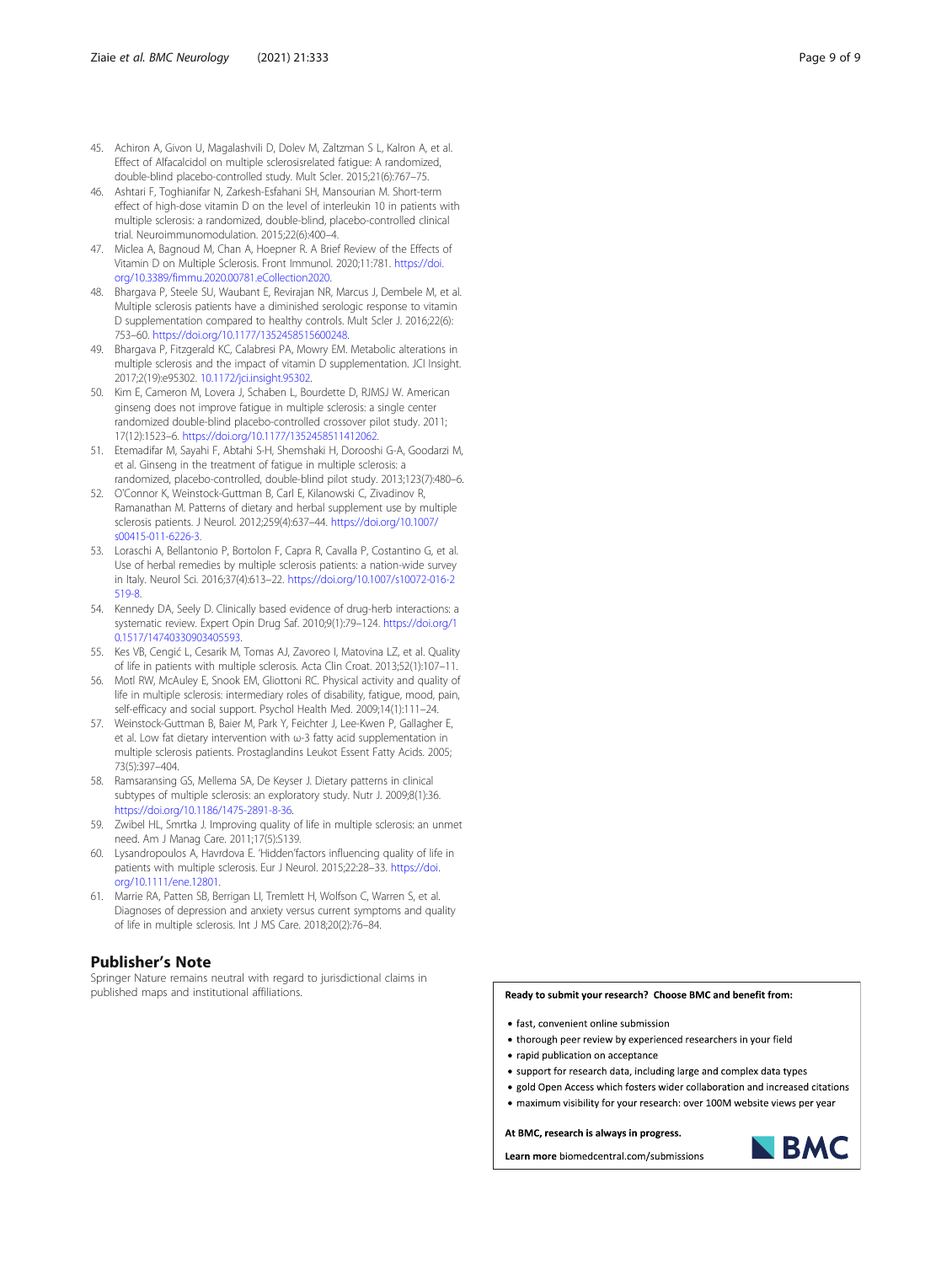45. Achiron A, Givon U, Magalashvili D, Dolev M, Zaltzman S L, Kalron A, et al. Effect of Alfacalcidol on multiple sclerosisrelated fatigue: A randomized, double-blind placebo-controlled study. Mult Scler. 2015;21(6):767–75.
46. Ashtari F, Toghianifar N, Zarkesh-Esfahani SH, Mansourian M. Short-term effect of high-dose vitamin D on the level of interleukin 10 in patients with multiple sclerosis: a randomized, double-blind, placebo-controlled clinical trial. Neuroimmunomodulation. 2015;22(6):400–4.
47. Miclea A, Bagnoud M, Chan A, Hoepner R. A Brief Review of the Effects of Vitamin D on Multiple Sclerosis. Front Immunol. 2020;11:781. https://doi.org/10.3389/fimmu.2020.00781.eCollection2020.
48. Bhargava P, Steele SU, Waubant E, Revirajan NR, Marcus J, Dembele M, et al. Multiple sclerosis patients have a diminished serologic response to vitamin D supplementation compared to healthy controls. Mult Scler J. 2016;22(6):753–60. https://doi.org/10.1177/1352458515600248.
49. Bhargava P, Fitzgerald KC, Calabresi PA, Mowry EM. Metabolic alterations in multiple sclerosis and the impact of vitamin D supplementation. JCI Insight. 2017;2(19):e95302. 10.1172/jci.insight.95302.
50. Kim E, Cameron M, Lovera J, Schaben L, Bourdette D, RJMSJ W. American ginseng does not improve fatigue in multiple sclerosis: a single center randomized double-blind placebo-controlled crossover pilot study. 2011; 17(12):1523–6. https://doi.org/10.1177/1352458511412062.
51. Etemadifar M, Sayahi F, Abtahi S-H, Shemshaki H, Dorooshi G-A, Goodarzi M, et al. Ginseng in the treatment of fatigue in multiple sclerosis: a randomized, placebo-controlled, double-blind pilot study. 2013;123(7):480–6.
52. O'Connor K, Weinstock-Guttman B, Carl E, Kilanowski C, Zivadinov R, Ramanathan M. Patterns of dietary and herbal supplement use by multiple sclerosis patients. J Neurol. 2012;259(4):637–44. https://doi.org/10.1007/s00415-011-6226-3.
53. Loraschi A, Bellantonio P, Bortolon F, Capra R, Cavalla P, Costantino G, et al. Use of herbal remedies by multiple sclerosis patients: a nation-wide survey in Italy. Neurol Sci. 2016;37(4):613–22. https://doi.org/10.1007/s10072-016-2519-8.
54. Kennedy DA, Seely D. Clinically based evidence of drug-herb interactions: a systematic review. Expert Opin Drug Saf. 2010;9(1):79–124. https://doi.org/10.1517/14740330903405593.
55. Kes VB, Cengić L, Cesarik M, Tomas AJ, Zavoreo I, Matovina LZ, et al. Quality of life in patients with multiple sclerosis. Acta Clin Croat. 2013;52(1):107–11.
56. Motl RW, McAuley E, Snook EM, Gliottoni RC. Physical activity and quality of life in multiple sclerosis: intermediary roles of disability, fatigue, mood, pain, self-efficacy and social support. Psychol Health Med. 2009;14(1):111–24.
57. Weinstock-Guttman B, Baier M, Park Y, Feichter J, Lee-Kwen P, Gallagher E, et al. Low fat dietary intervention with ω-3 fatty acid supplementation in multiple sclerosis patients. Prostaglandins Leukot Essent Fatty Acids. 2005; 73(5):397–404.
58. Ramsaransing GS, Mellema SA, De Keyser J. Dietary patterns in clinical subtypes of multiple sclerosis: an exploratory study. Nutr J. 2009;8(1):36. https://doi.org/10.1186/1475-2891-8-36.
59. Zwibel HL, Smrtka J. Improving quality of life in multiple sclerosis: an unmet need. Am J Manag Care. 2011;17(5):S139.
60. Lysandropoulos A, Havrdova E. 'Hidden'factors influencing quality of life in patients with multiple sclerosis. Eur J Neurol. 2015;22:28–33. https://doi.org/10.1111/ene.12801.
61. Marrie RA, Patten SB, Berrigan LI, Tremlett H, Wolfson C, Warren S, et al. Diagnoses of depression and anxiety versus current symptoms and quality of life in multiple sclerosis. Int J MS Care. 2018;20(2):76–84.

## Publisher's Note

Springer Nature remains neutral with regard to jurisdictional claims in published maps and institutional affiliations.

**Ready to submit your research? Choose BMC and benefit from:**

- fast, convenient online submission
- thorough peer review by experienced researchers in your field
- rapid publication on acceptance
- support for research data, including large and complex data types
- gold Open Access which fosters wider collaboration and increased citations
- maximum visibility for your research: over 100M website views per year

**At BMC, research is always in progress.**

**Learn more** biomedcentral.com/submissions